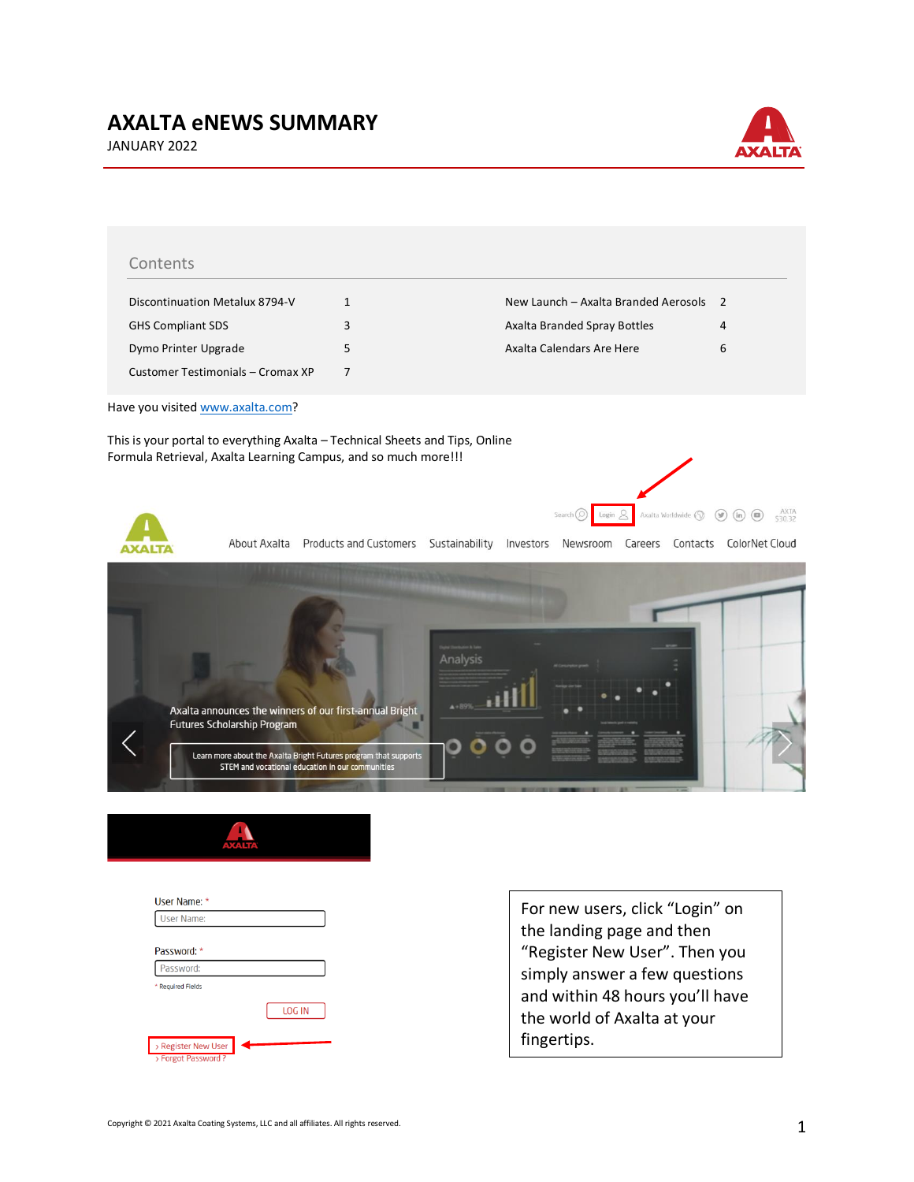# AXALTA eNEWS SUMMARY

JANUARY 2022

## Contents

| | | | |
|---|---|---|---|
| Discontinuation Metalux 8794-V | 1 | New Launch – Axalta Branded Aerosols | 2 |
| GHS Compliant SDS | 3 | Axalta Branded Spray Bottles | 4 |
| Dymo Printer Upgrade | 5 | Axalta Calendars Are Here | 6 |
| Customer Testimonials – Cromax XP | 7 | | |

Have you visited [www.axalta.com](http://www.axalta.com)?

This is your portal to everything Axalta – Technical Sheets and Tips, Online Formula Retrieval, Axalta Learning Campus, and so much more!!!

For new users, click “Login” on the landing page and then “Register New User”. Then you simply answer a few questions and within 48 hours you’ll have the world of Axalta at your fingertips.

Copyright © 2021 Axalta Coating Systems, LLC and all affiliates. All rights reserved.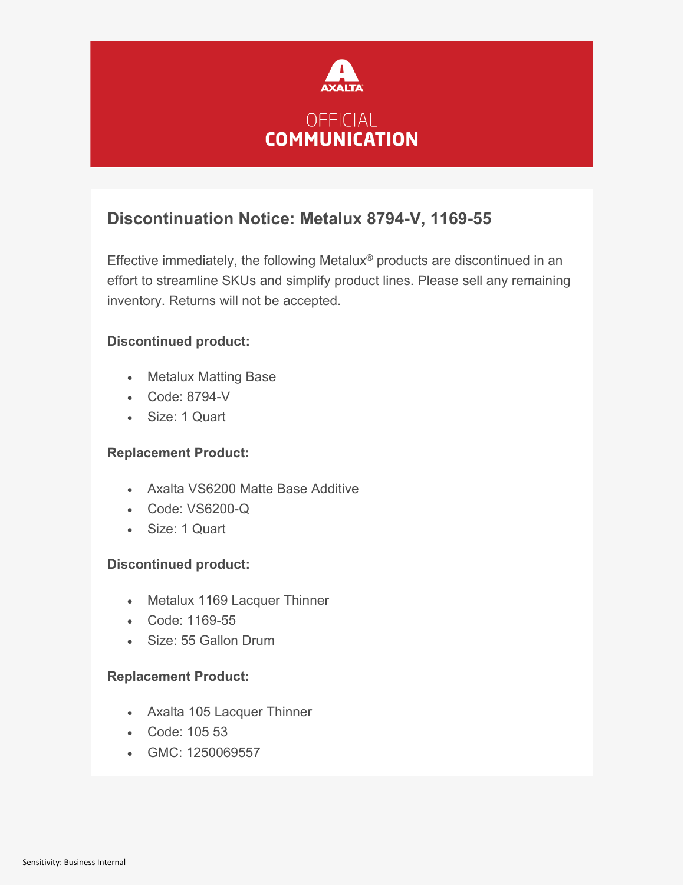AXALTA

OFFICIAL
**COMMUNICATION**

## Discontinuation Notice: Metalux 8794-V, 1169-55

Effective immediately, the following Metalux® products are discontinued in an effort to streamline SKUs and simplify product lines. Please sell any remaining inventory. Returns will not be accepted.

**Discontinued product:**

- Metalux Matting Base
- Code: 8794-V
- Size: 1 Quart

**Replacement Product:**

- Axalta VS6200 Matte Base Additive
- Code: VS6200-Q
- Size: 1 Quart

**Discontinued product:**

- Metalux 1169 Lacquer Thinner
- Code: 1169-55
- Size: 55 Gallon Drum

**Replacement Product:**

- Axalta 105 Lacquer Thinner
- Code: 105 53
- GMC: 1250069557

Sensitivity: Business Internal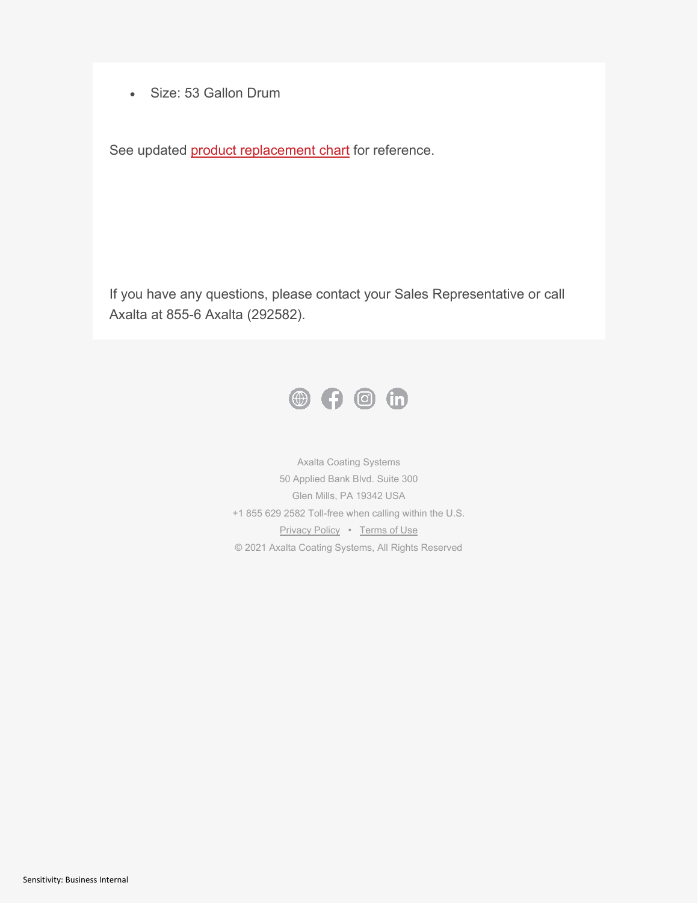- Size: 53 Gallon Drum

See updated product replacement chart for reference.

If you have any questions, please contact your Sales Representative or call Axalta at 855-6 Axalta (292582).

Axalta Coating Systems
50 Applied Bank Blvd. Suite 300
Glen Mills, PA 19342 USA
+1 855 629 2582 Toll-free when calling within the U.S.
Privacy Policy • Terms of Use
© 2021 Axalta Coating Systems, All Rights Reserved

Sensitivity: Business Internal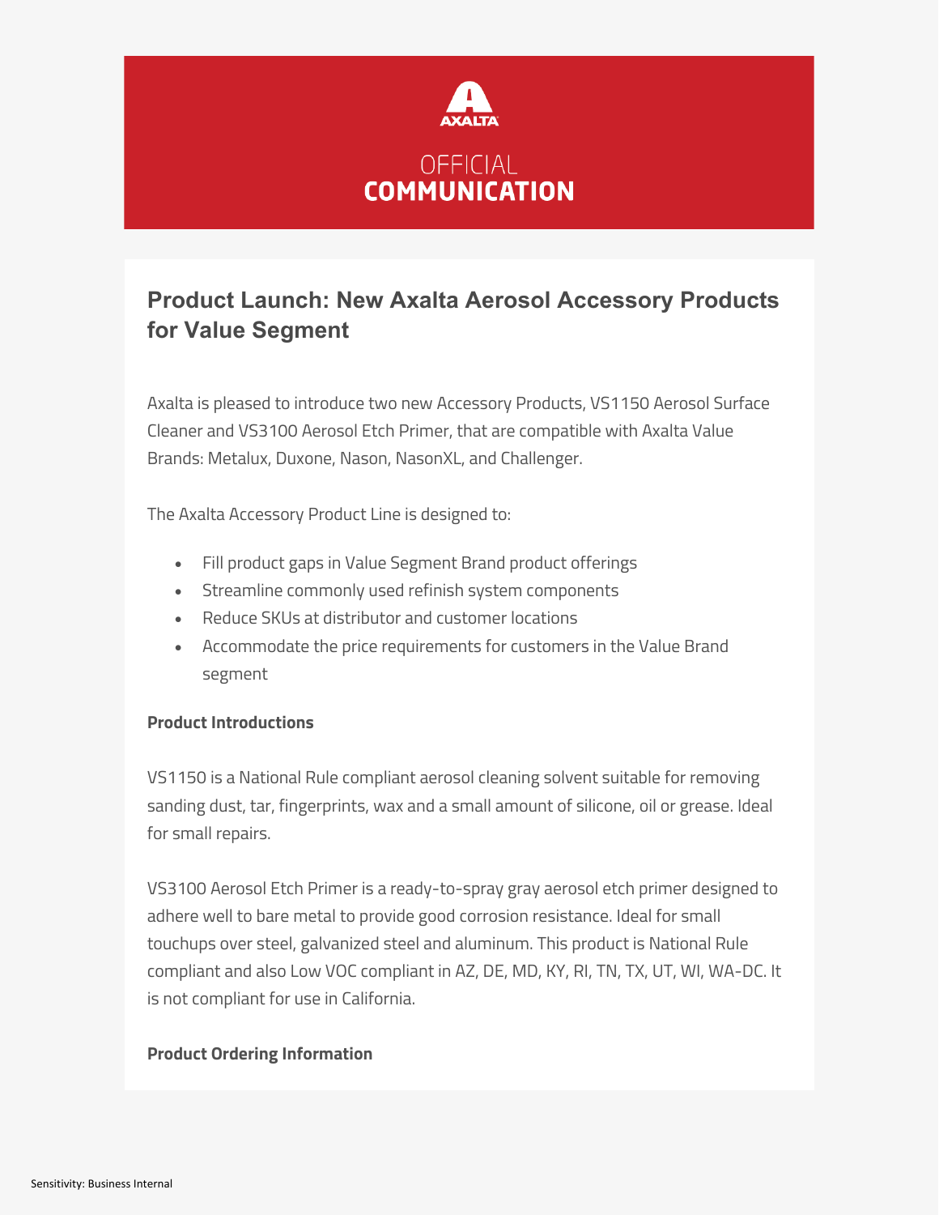OFFICIAL
COMMUNICATION

## Product Launch: New Axalta Aerosol Accessory Products for Value Segment

Axalta is pleased to introduce two new Accessory Products, VS1150 Aerosol Surface Cleaner and VS3100 Aerosol Etch Primer, that are compatible with Axalta Value Brands: Metalux, Duxone, Nason, NasonXL, and Challenger.

The Axalta Accessory Product Line is designed to:

- Fill product gaps in Value Segment Brand product offerings
- Streamline commonly used refinish system components
- Reduce SKUs at distributor and customer locations
- Accommodate the price requirements for customers in the Value Brand segment

**Product Introductions**

VS1150 is a National Rule compliant aerosol cleaning solvent suitable for removing sanding dust, tar, fingerprints, wax and a small amount of silicone, oil or grease. Ideal for small repairs.

VS3100 Aerosol Etch Primer is a ready-to-spray gray aerosol etch primer designed to adhere well to bare metal to provide good corrosion resistance. Ideal for small touchups over steel, galvanized steel and aluminum. This product is National Rule compliant and also Low VOC compliant in AZ, DE, MD, KY, RI, TN, TX, UT, WI, WA-DC. It is not compliant for use in California.

**Product Ordering Information**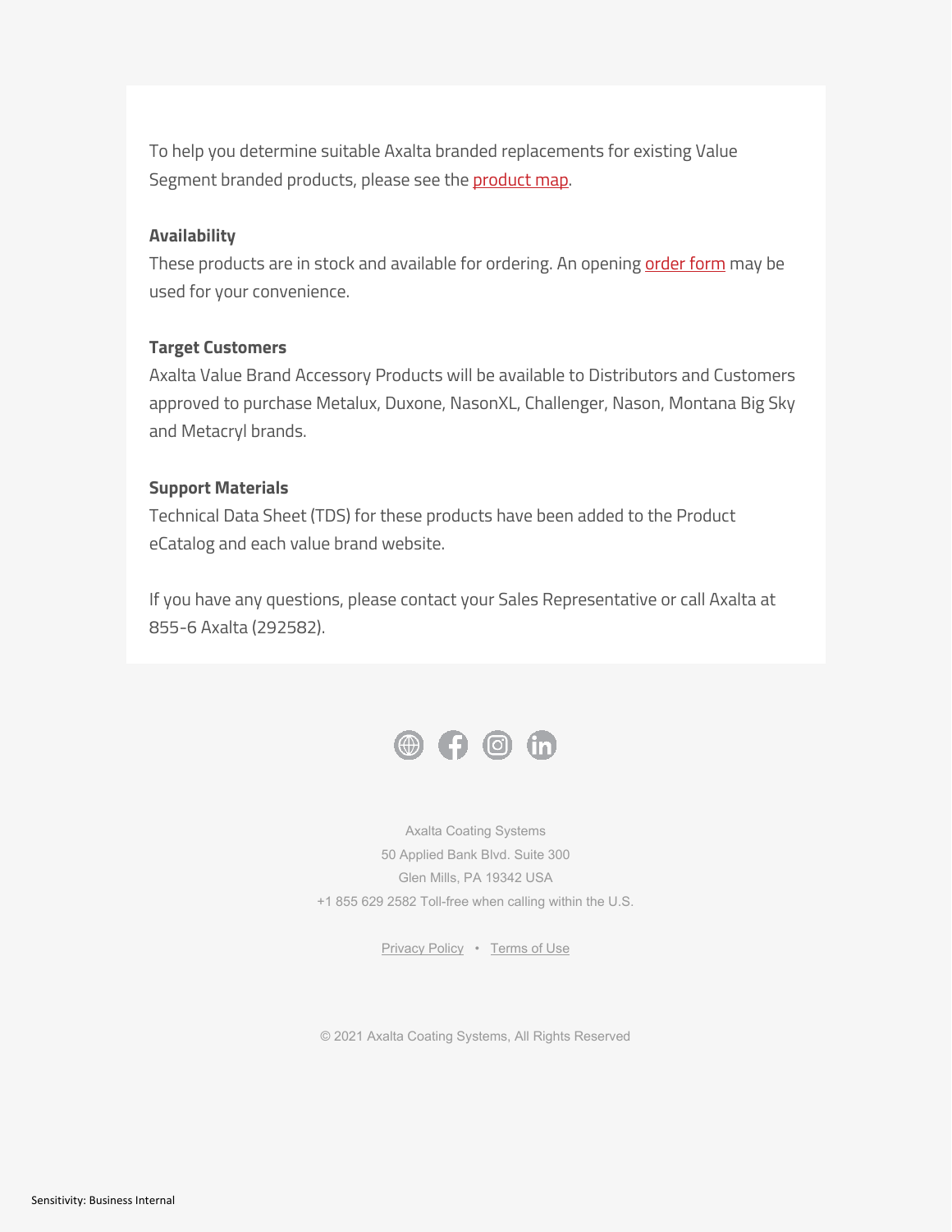To help you determine suitable Axalta branded replacements for existing Value Segment branded products, please see the product map.

**Availability**
These products are in stock and available for ordering. An opening order form may be used for your convenience.

**Target Customers**
Axalta Value Brand Accessory Products will be available to Distributors and Customers approved to purchase Metalux, Duxone, NasonXL, Challenger, Nason, Montana Big Sky and Metacryl brands.

**Support Materials**
Technical Data Sheet (TDS) for these products have been added to the Product eCatalog and each value brand website.

If you have any questions, please contact your Sales Representative or call Axalta at 855-6 Axalta (292582).

Axalta Coating Systems
50 Applied Bank Blvd. Suite 300
Glen Mills, PA 19342 USA
+1 855 629 2582 Toll-free when calling within the U.S.

Privacy Policy • Terms of Use

© 2021 Axalta Coating Systems, All Rights Reserved

Sensitivity: Business Internal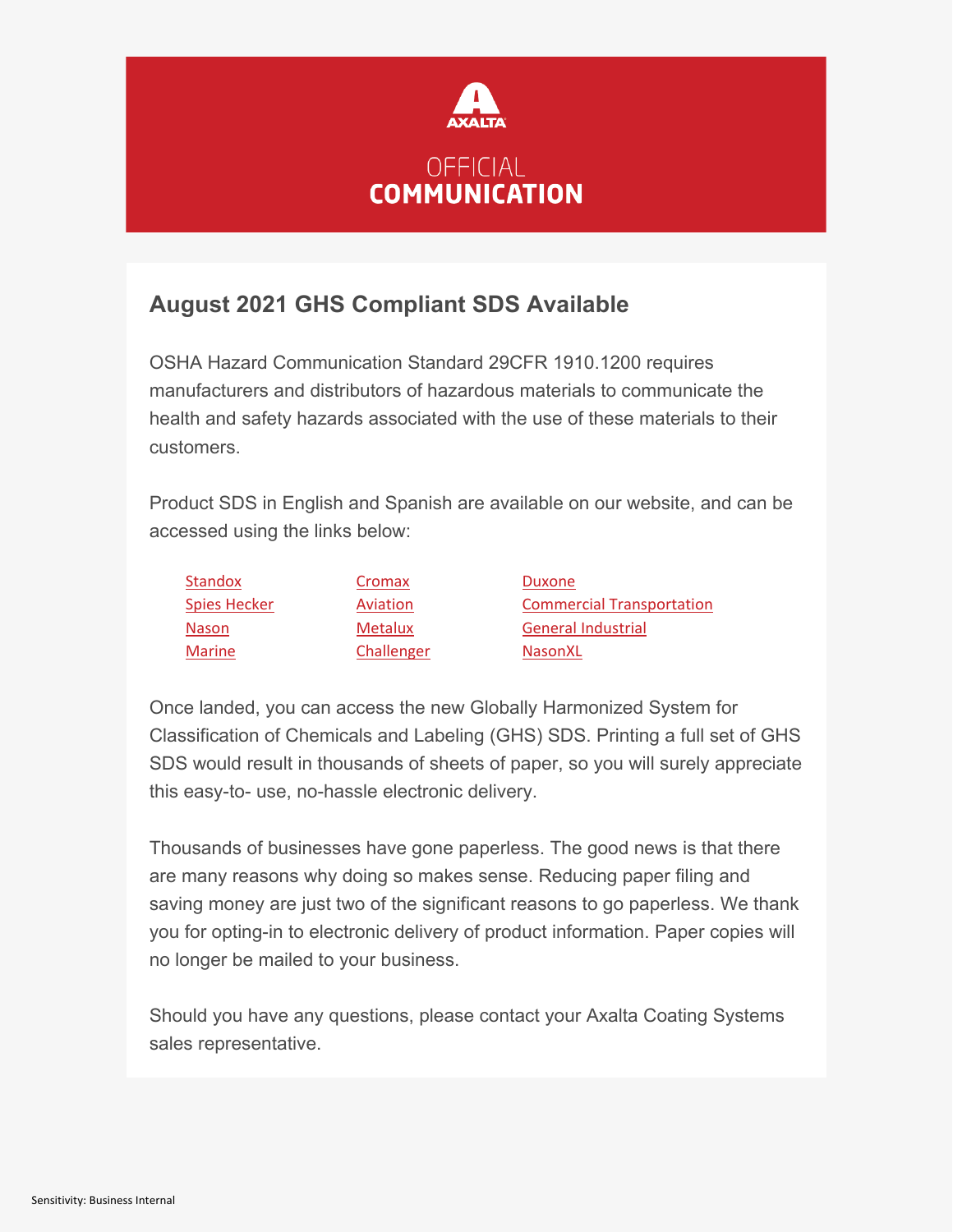AXALTA

OFFICIAL
**COMMUNICATION**

## August 2021 GHS Compliant SDS Available

OSHA Hazard Communication Standard 29CFR 1910.1200 requires manufacturers and distributors of hazardous materials to communicate the health and safety hazards associated with the use of these materials to their customers.

Product SDS in English and Spanish are available on our website, and can be accessed using the links below:

| | | |
|---|---|---|
| Standox | Cromax | Duxone |
| Spies Hecker | Aviation | Commercial Transportation |
| Nason | Metalux | General Industrial |
| Marine | Challenger | NasonXL |

Once landed, you can access the new Globally Harmonized System for Classification of Chemicals and Labeling (GHS) SDS. Printing a full set of GHS SDS would result in thousands of sheets of paper, so you will surely appreciate this easy-to- use, no-hassle electronic delivery.

Thousands of businesses have gone paperless. The good news is that there are many reasons why doing so makes sense. Reducing paper filing and saving money are just two of the significant reasons to go paperless. We thank you for opting-in to electronic delivery of product information. Paper copies will no longer be mailed to your business.

Should you have any questions, please contact your Axalta Coating Systems sales representative.

Sensitivity: Business Internal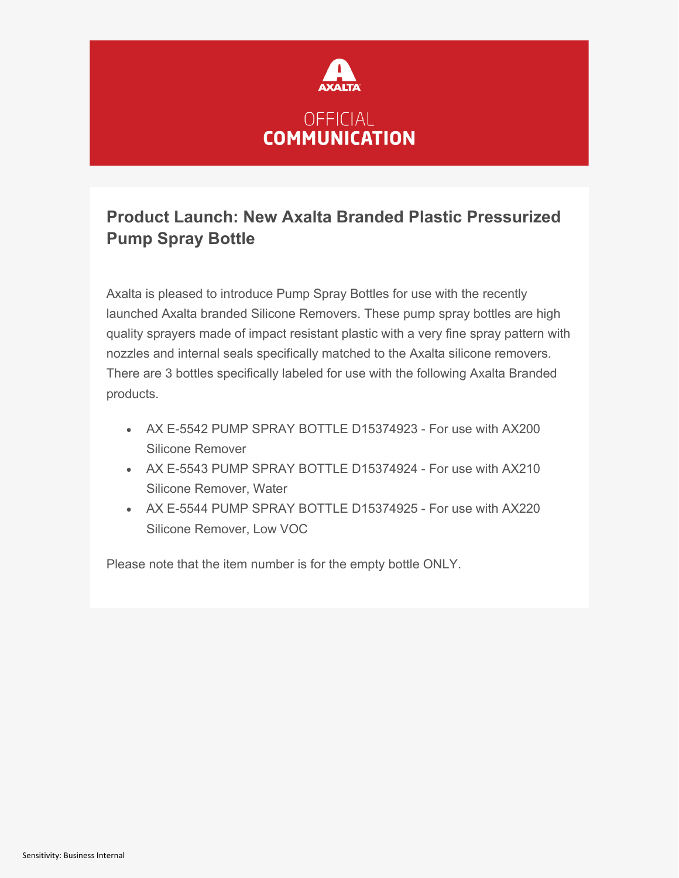OFFICIAL
**COMMUNICATION**

## Product Launch: New Axalta Branded Plastic Pressurized Pump Spray Bottle

Axalta is pleased to introduce Pump Spray Bottles for use with the recently launched Axalta branded Silicone Removers. These pump spray bottles are high quality sprayers made of impact resistant plastic with a very fine spray pattern with nozzles and internal seals specifically matched to the Axalta silicone removers. There are 3 bottles specifically labeled for use with the following Axalta Branded products.

- AX E-5542 PUMP SPRAY BOTTLE D15374923 - For use with AX200 Silicone Remover
- AX E-5543 PUMP SPRAY BOTTLE D15374924 - For use with AX210 Silicone Remover, Water
- AX E-5544 PUMP SPRAY BOTTLE D15374925 - For use with AX220 Silicone Remover, Low VOC

Please note that the item number is for the empty bottle ONLY.

Sensitivity: Business Internal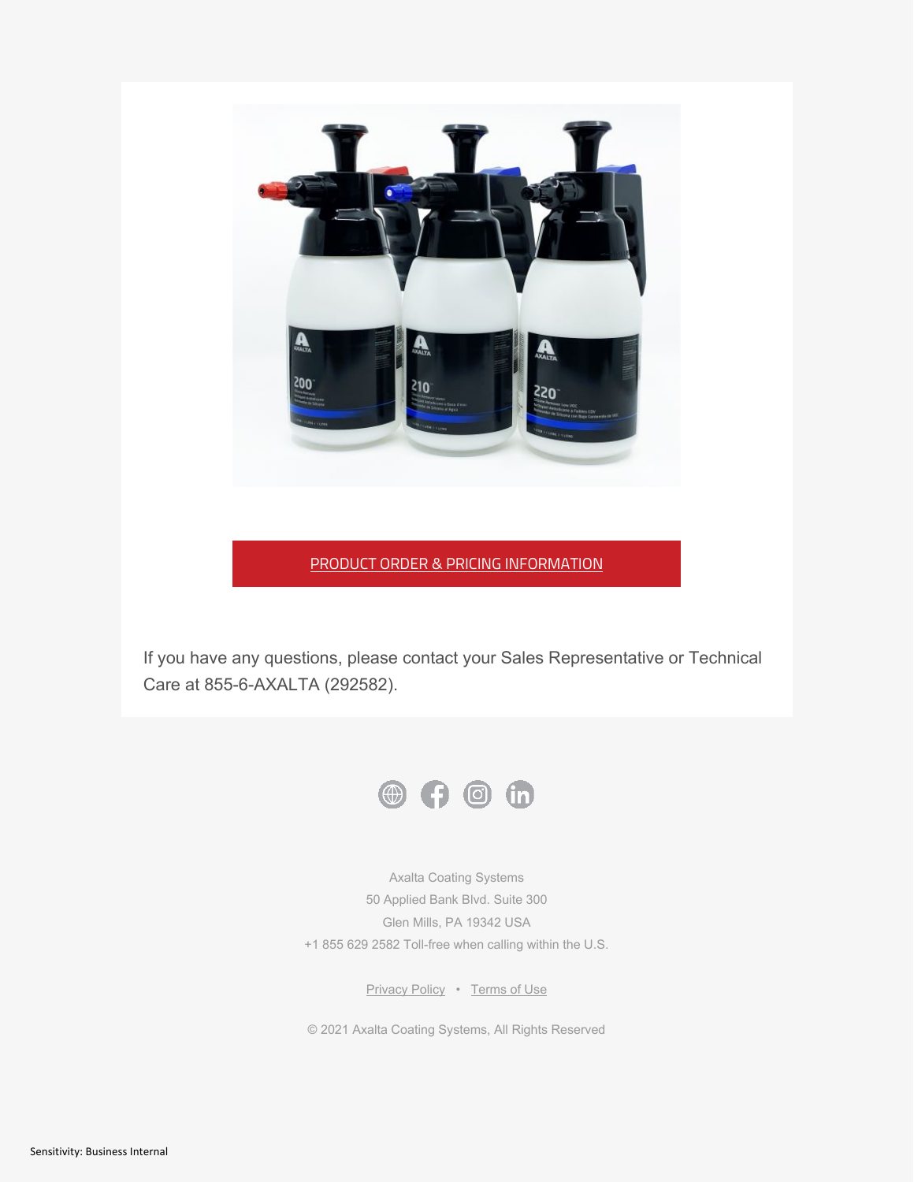PRODUCT ORDER & PRICING INFORMATION

If you have any questions, please contact your Sales Representative or Technical Care at 855-6-AXALTA (292582).

Axalta Coating Systems
50 Applied Bank Blvd. Suite 300
Glen Mills, PA 19342 USA
+1 855 629 2582 Toll-free when calling within the U.S.

Privacy Policy • Terms of Use

© 2021 Axalta Coating Systems, All Rights Reserved

Sensitivity: Business Internal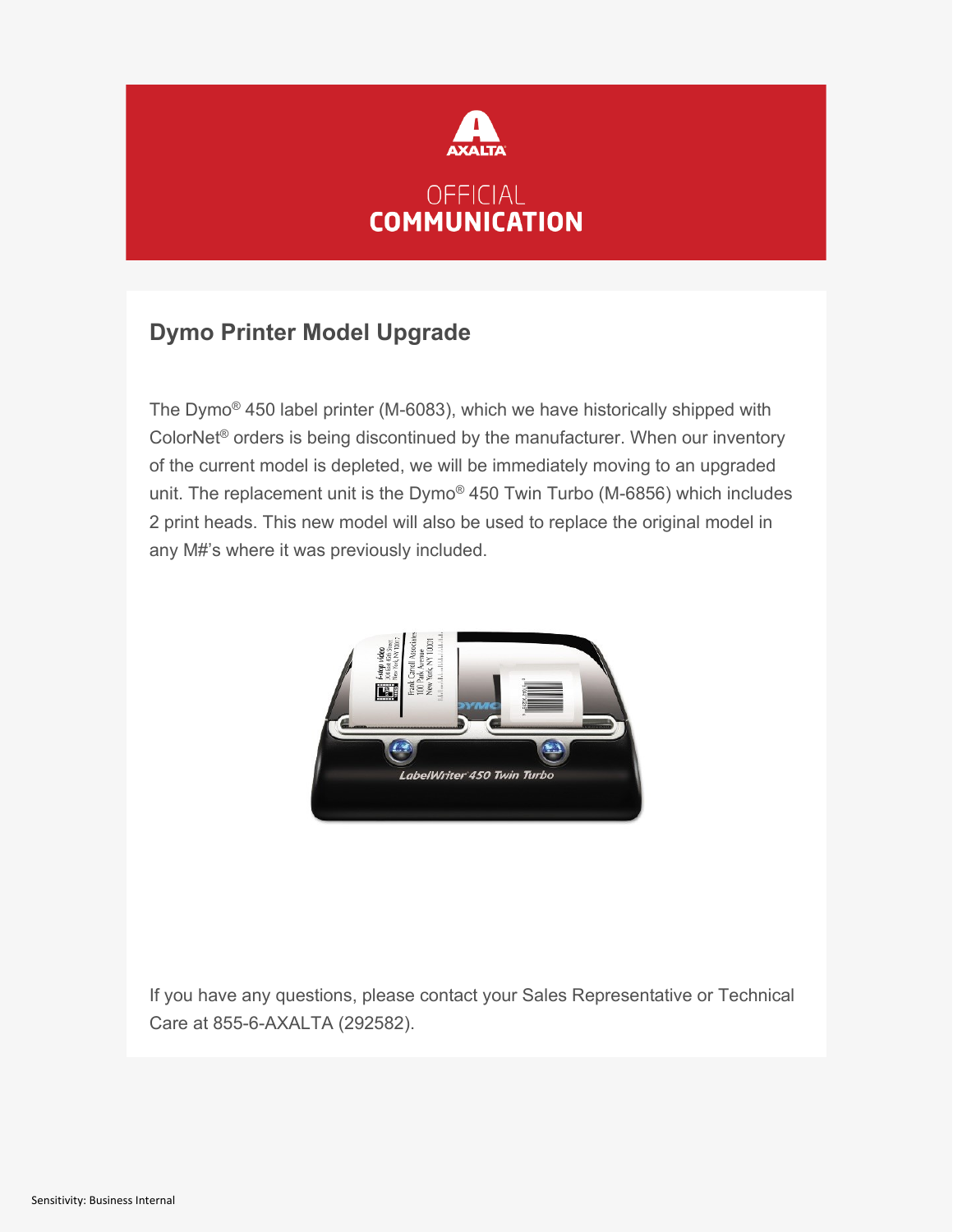OFFICIAL
**COMMUNICATION**

## Dymo Printer Model Upgrade

The Dymo® 450 label printer (M-6083), which we have historically shipped with ColorNet® orders is being discontinued by the manufacturer. When our inventory of the current model is depleted, we will be immediately moving to an upgraded unit. The replacement unit is the Dymo® 450 Twin Turbo (M-6856) which includes 2 print heads. This new model will also be used to replace the original model in any M#'s where it was previously included.

If you have any questions, please contact your Sales Representative or Technical Care at 855-6-AXALTA (292582).

Sensitivity: Business Internal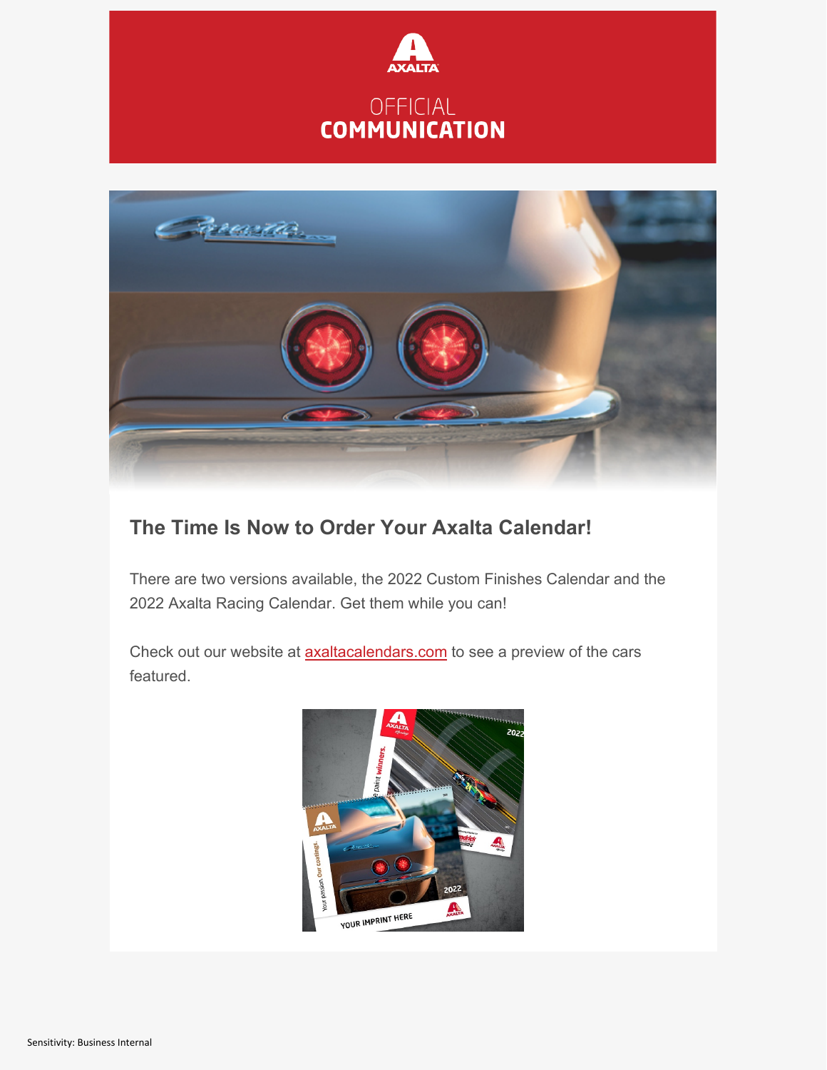OFFICIAL
**COMMUNICATION**

## The Time Is Now to Order Your Axalta Calendar!

There are two versions available, the 2022 Custom Finishes Calendar and the 2022 Axalta Racing Calendar. Get them while you can!

Check out our website at axaltacalendars.com to see a preview of the cars featured.

Sensitivity: Business Internal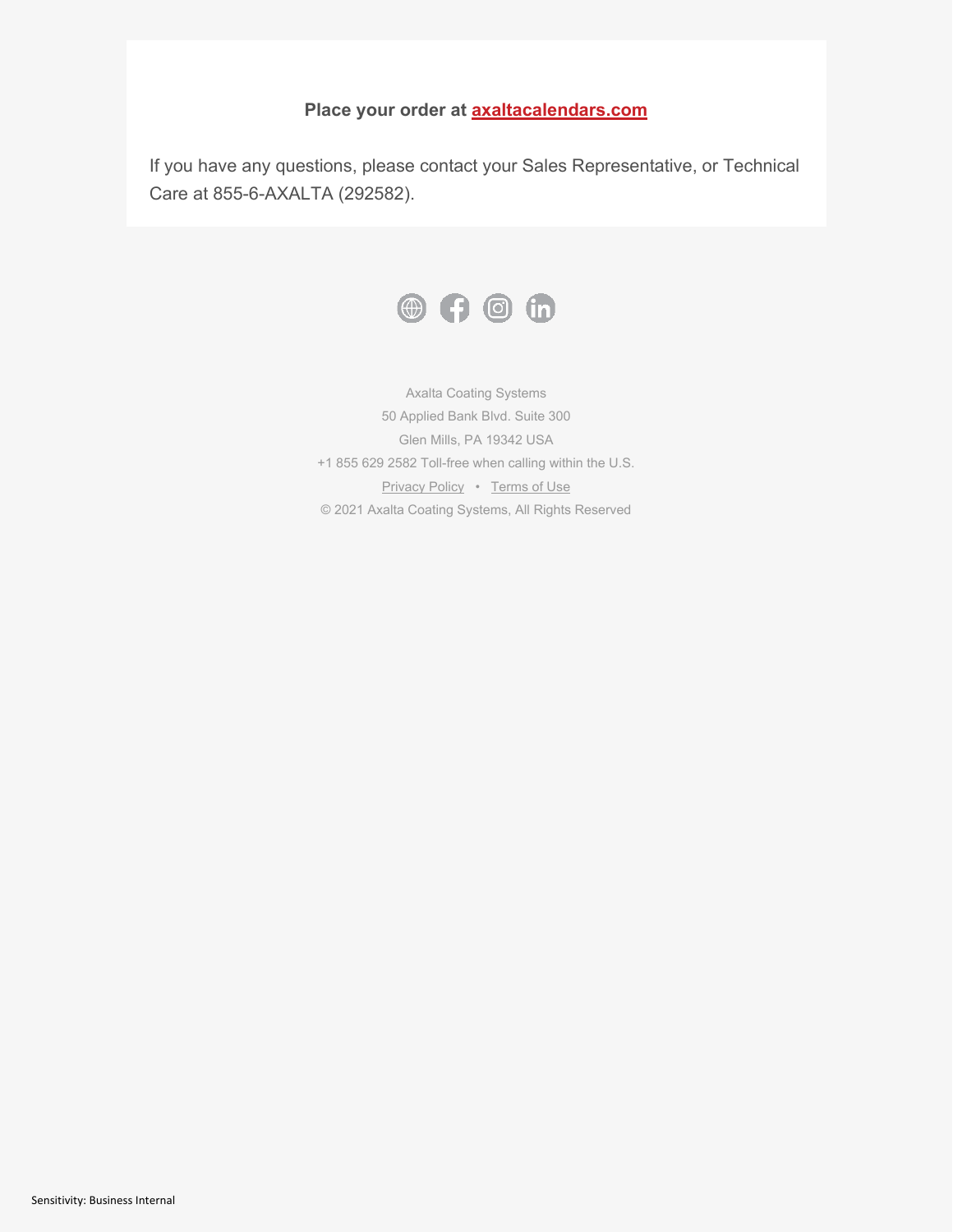**Place your order at axaltacalendars.com**

If you have any questions, please contact your Sales Representative, or Technical Care at 855-6-AXALTA (292582).

Axalta Coating Systems
50 Applied Bank Blvd. Suite 300
Glen Mills, PA 19342 USA
+1 855 629 2582 Toll-free when calling within the U.S.
Privacy Policy • Terms of Use
© 2021 Axalta Coating Systems, All Rights Reserved

Sensitivity: Business Internal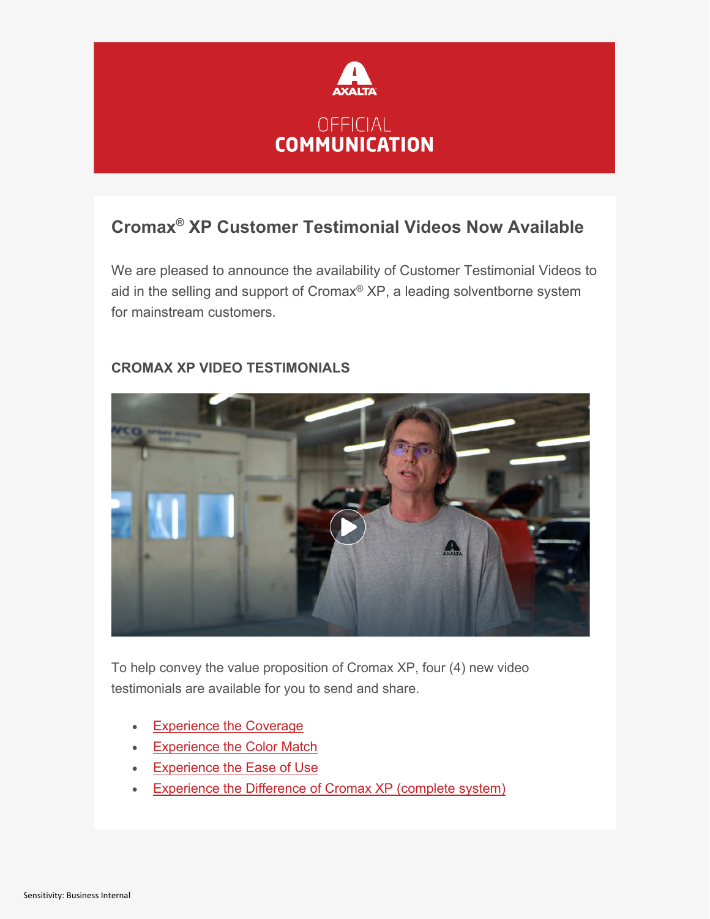AXALTA

OFFICIAL
**COMMUNICATION**

## Cromax® XP Customer Testimonial Videos Now Available

We are pleased to announce the availability of Customer Testimonial Videos to aid in the selling and support of Cromax® XP, a leading solventborne system for mainstream customers.

### CROMAX XP VIDEO TESTIMONIALS

To help convey the value proposition of Cromax XP, four (4) new video testimonials are available for you to send and share.

- Experience the Coverage
- Experience the Color Match
- Experience the Ease of Use
- Experience the Difference of Cromax XP (complete system)

Sensitivity: Business Internal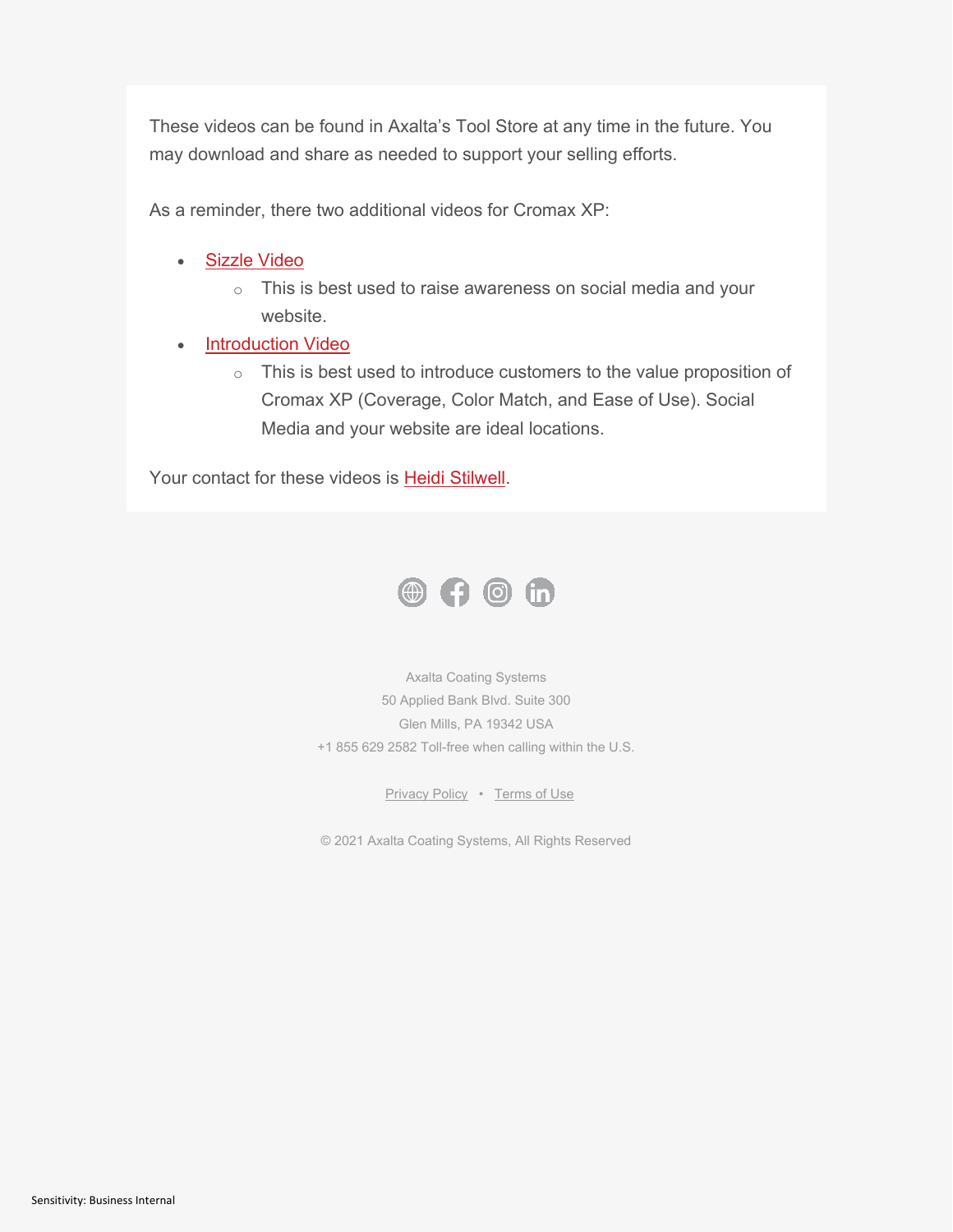These videos can be found in Axalta's Tool Store at any time in the future. You may download and share as needed to support your selling efforts.

As a reminder, there two additional videos for Cromax XP:

- Sizzle Video
  - This is best used to raise awareness on social media and your website.
- Introduction Video
  - This is best used to introduce customers to the value proposition of Cromax XP (Coverage, Color Match, and Ease of Use). Social Media and your website are ideal locations.

Your contact for these videos is Heidi Stilwell.

Axalta Coating Systems
50 Applied Bank Blvd. Suite 300
Glen Mills, PA 19342 USA
+1 855 629 2582 Toll-free when calling within the U.S.

Privacy Policy • Terms of Use

© 2021 Axalta Coating Systems, All Rights Reserved

Sensitivity: Business Internal